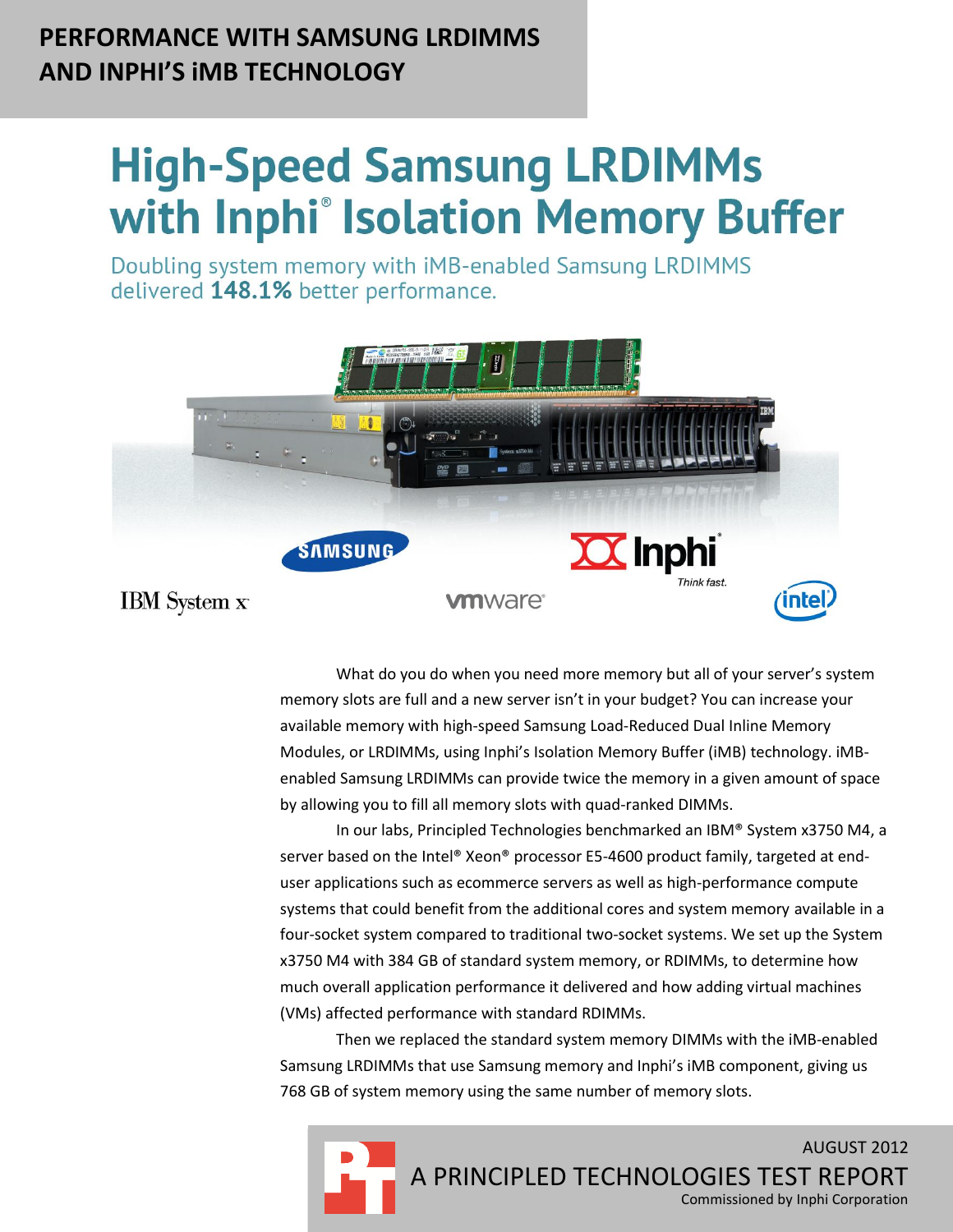**PERFORMANCE WITH SAMSUNG LRDIMMS AND INPHI'S iMB TECHNOLOGY**

# High-Speed Samsung LRDIMMs with Inphi® Isolation Memory Buffer

Doubling system memory with iMB-enabled Samsung LRDIMMS delivered **148.1%** better performance.

What do you do when you need more memory but all of your server's system memory slots are full and a new server isn't in your budget? You can increase your available memory with high-speed Samsung Load-Reduced Dual Inline Memory Modules, or LRDIMMs, using Inphi's Isolation Memory Buffer (iMB) technology. iMB-enabled Samsung LRDIMMs can provide twice the memory in a given amount of space by allowing you to fill all memory slots with quad-ranked DIMMs.

In our labs, Principled Technologies benchmarked an IBM® System x3750 M4, a server based on the Intel® Xeon® processor E5-4600 product family, targeted at end-user applications such as ecommerce servers as well as high-performance compute systems that could benefit from the additional cores and system memory available in a four-socket system compared to traditional two-socket systems. We set up the System x3750 M4 with 384 GB of standard system memory, or RDIMMs, to determine how much overall application performance it delivered and how adding virtual machines (VMs) affected performance with standard RDIMMs.

Then we replaced the standard system memory DIMMs with the iMB-enabled Samsung LRDIMMs that use Samsung memory and Inphi's iMB component, giving us 768 GB of system memory using the same number of memory slots.

AUGUST 2012

A PRINCIPLED TECHNOLOGIES TEST REPORT

Commissioned by Inphi Corporation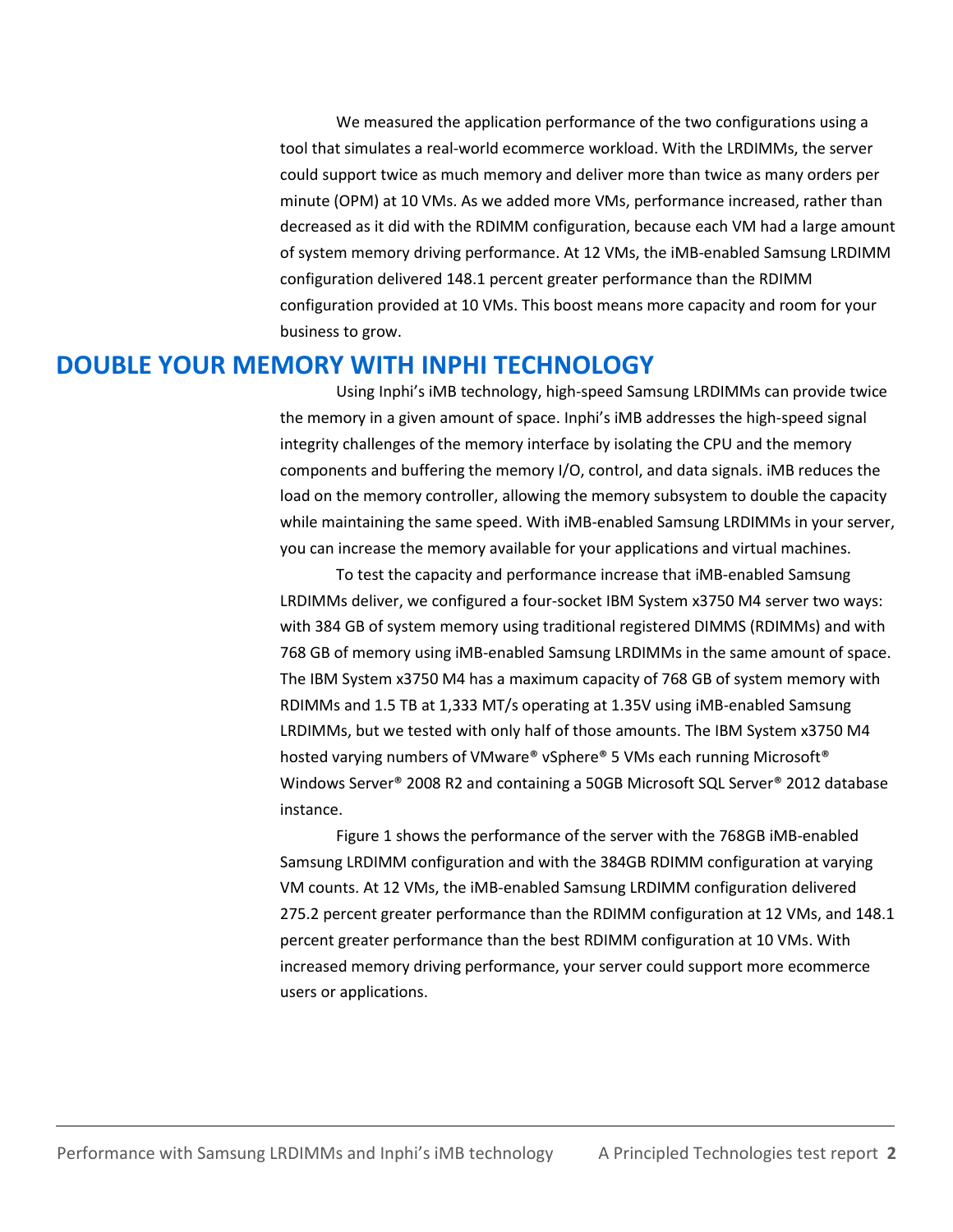We measured the application performance of the two configurations using a tool that simulates a real-world ecommerce workload. With the LRDIMMs, the server could support twice as much memory and deliver more than twice as many orders per minute (OPM) at 10 VMs. As we added more VMs, performance increased, rather than decreased as it did with the RDIMM configuration, because each VM had a large amount of system memory driving performance. At 12 VMs, the iMB-enabled Samsung LRDIMM configuration delivered 148.1 percent greater performance than the RDIMM configuration provided at 10 VMs. This boost means more capacity and room for your business to grow.

## DOUBLE YOUR MEMORY WITH INPHI TECHNOLOGY

Using Inphi's iMB technology, high-speed Samsung LRDIMMs can provide twice the memory in a given amount of space. Inphi's iMB addresses the high-speed signal integrity challenges of the memory interface by isolating the CPU and the memory components and buffering the memory I/O, control, and data signals. iMB reduces the load on the memory controller, allowing the memory subsystem to double the capacity while maintaining the same speed. With iMB-enabled Samsung LRDIMMs in your server, you can increase the memory available for your applications and virtual machines.

To test the capacity and performance increase that iMB-enabled Samsung LRDIMMs deliver, we configured a four-socket IBM System x3750 M4 server two ways: with 384 GB of system memory using traditional registered DIMMS (RDIMMs) and with 768 GB of memory using iMB-enabled Samsung LRDIMMs in the same amount of space. The IBM System x3750 M4 has a maximum capacity of 768 GB of system memory with RDIMMs and 1.5 TB at 1,333 MT/s operating at 1.35V using iMB-enabled Samsung LRDIMMs, but we tested with only half of those amounts. The IBM System x3750 M4 hosted varying numbers of VMware® vSphere® 5 VMs each running Microsoft® Windows Server® 2008 R2 and containing a 50GB Microsoft SQL Server® 2012 database instance.

Figure 1 shows the performance of the server with the 768GB iMB-enabled Samsung LRDIMM configuration and with the 384GB RDIMM configuration at varying VM counts. At 12 VMs, the iMB-enabled Samsung LRDIMM configuration delivered 275.2 percent greater performance than the RDIMM configuration at 12 VMs, and 148.1 percent greater performance than the best RDIMM configuration at 10 VMs. With increased memory driving performance, your server could support more ecommerce users or applications.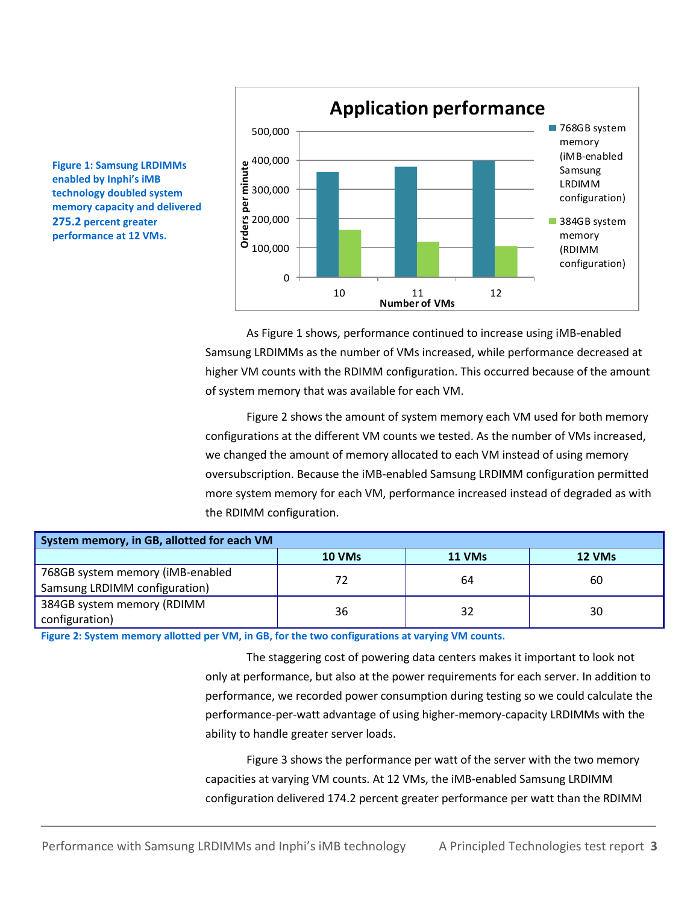**Figure 1: Samsung LRDIMMs enabled by Inphi's iMB technology doubled system memory capacity and delivered 275.2 percent greater performance at 12 VMs.**

As Figure 1 shows, performance continued to increase using iMB-enabled Samsung LRDIMMs as the number of VMs increased, while performance decreased at higher VM counts with the RDIMM configuration. This occurred because of the amount of system memory that was available for each VM.

Figure 2 shows the amount of system memory each VM used for both memory configurations at the different VM counts we tested. As the number of VMs increased, we changed the amount of memory allocated to each VM instead of using memory oversubscription. Because the iMB-enabled Samsung LRDIMM configuration permitted more system memory for each VM, performance increased instead of degraded as with the RDIMM configuration.

| System memory, in GB, allotted for each VM | | | |
|---|---|---|---|
| | 10 VMs | 11 VMs | 12 VMs |
| 768GB system memory (iMB-enabled Samsung LRDIMM configuration) | 72 | 64 | 60 |
| 384GB system memory (RDIMM configuration) | 36 | 32 | 30 |

**Figure 2: System memory allotted per VM, in GB, for the two configurations at varying VM counts.**

The staggering cost of powering data centers makes it important to look not only at performance, but also at the power requirements for each server. In addition to performance, we recorded power consumption during testing so we could calculate the performance-per-watt advantage of using higher-memory-capacity LRDIMMs with the ability to handle greater server loads.

Figure 3 shows the performance per watt of the server with the two memory capacities at varying VM counts. At 12 VMs, the iMB-enabled Samsung LRDIMM configuration delivered 174.2 percent greater performance per watt than the RDIMM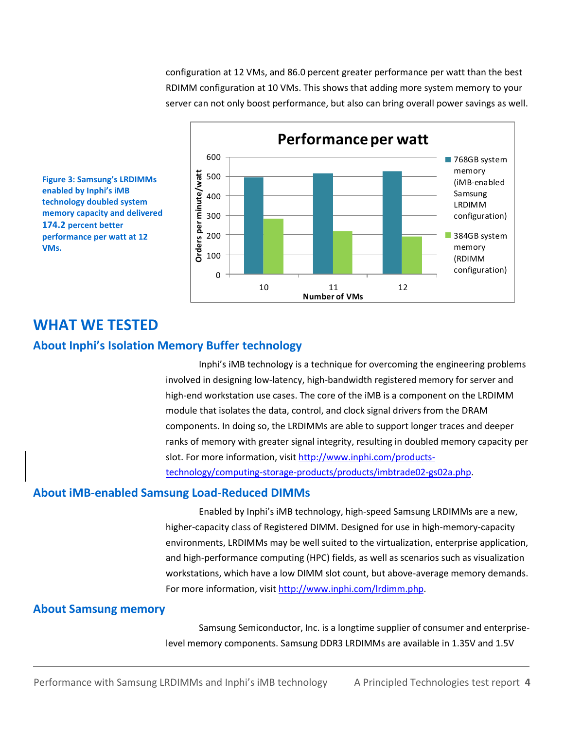configuration at 12 VMs, and 86.0 percent greater performance per watt than the best RDIMM configuration at 10 VMs. This shows that adding more system memory to your server can not only boost performance, but also can bring overall power savings as well.

**Figure 3: Samsung's LRDIMMs enabled by Inphi's iMB technology doubled system memory capacity and delivered 174.2 percent better performance per watt at 12 VMs.**

# WHAT WE TESTED

## About Inphi's Isolation Memory Buffer technology

Inphi's iMB technology is a technique for overcoming the engineering problems involved in designing low-latency, high-bandwidth registered memory for server and high-end workstation use cases. The core of the iMB is a component on the LRDIMM module that isolates the data, control, and clock signal drivers from the DRAM components. In doing so, the LRDIMMs are able to support longer traces and deeper ranks of memory with greater signal integrity, resulting in doubled memory capacity per slot. For more information, visit http://www.inphi.com/products-technology/computing-storage-products/products/imbtrade02-gs02a.php.

## About iMB-enabled Samsung Load-Reduced DIMMs

Enabled by Inphi's iMB technology, high-speed Samsung LRDIMMs are a new, higher-capacity class of Registered DIMM. Designed for use in high-memory-capacity environments, LRDIMMs may be well suited to the virtualization, enterprise application, and high-performance computing (HPC) fields, as well as scenarios such as visualization workstations, which have a low DIMM slot count, but above-average memory demands. For more information, visit http://www.inphi.com/lrdimm.php.

## About Samsung memory

Samsung Semiconductor, Inc. is a longtime supplier of consumer and enterprise-level memory components. Samsung DDR3 LRDIMMs are available in 1.35V and 1.5V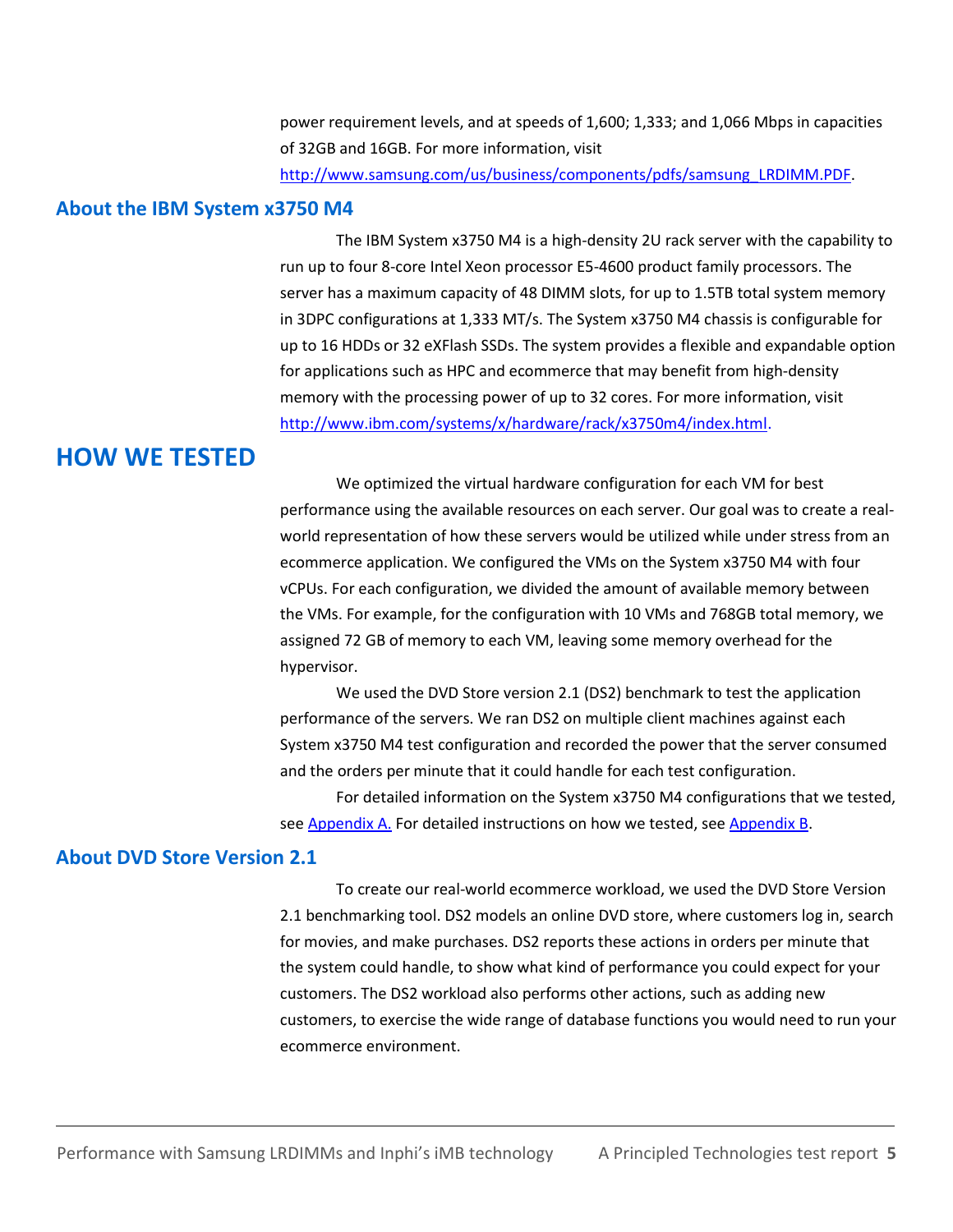power requirement levels, and at speeds of 1,600; 1,333; and 1,066 Mbps in capacities of 32GB and 16GB. For more information, visit http://www.samsung.com/us/business/components/pdfs/samsung_LRDIMM.PDF.

### About the IBM System x3750 M4

The IBM System x3750 M4 is a high-density 2U rack server with the capability to run up to four 8-core Intel Xeon processor E5-4600 product family processors. The server has a maximum capacity of 48 DIMM slots, for up to 1.5TB total system memory in 3DPC configurations at 1,333 MT/s. The System x3750 M4 chassis is configurable for up to 16 HDDs or 32 eXFlash SSDs. The system provides a flexible and expandable option for applications such as HPC and ecommerce that may benefit from high-density memory with the processing power of up to 32 cores. For more information, visit http://www.ibm.com/systems/x/hardware/rack/x3750m4/index.html.

## HOW WE TESTED

We optimized the virtual hardware configuration for each VM for best performance using the available resources on each server. Our goal was to create a real-world representation of how these servers would be utilized while under stress from an ecommerce application. We configured the VMs on the System x3750 M4 with four vCPUs. For each configuration, we divided the amount of available memory between the VMs. For example, for the configuration with 10 VMs and 768GB total memory, we assigned 72 GB of memory to each VM, leaving some memory overhead for the hypervisor.

We used the DVD Store version 2.1 (DS2) benchmark to test the application performance of the servers. We ran DS2 on multiple client machines against each System x3750 M4 test configuration and recorded the power that the server consumed and the orders per minute that it could handle for each test configuration.

For detailed information on the System x3750 M4 configurations that we tested, see Appendix A. For detailed instructions on how we tested, see Appendix B.

### About DVD Store Version 2.1

To create our real-world ecommerce workload, we used the DVD Store Version 2.1 benchmarking tool. DS2 models an online DVD store, where customers log in, search for movies, and make purchases. DS2 reports these actions in orders per minute that the system could handle, to show what kind of performance you could expect for your customers. The DS2 workload also performs other actions, such as adding new customers, to exercise the wide range of database functions you would need to run your ecommerce environment.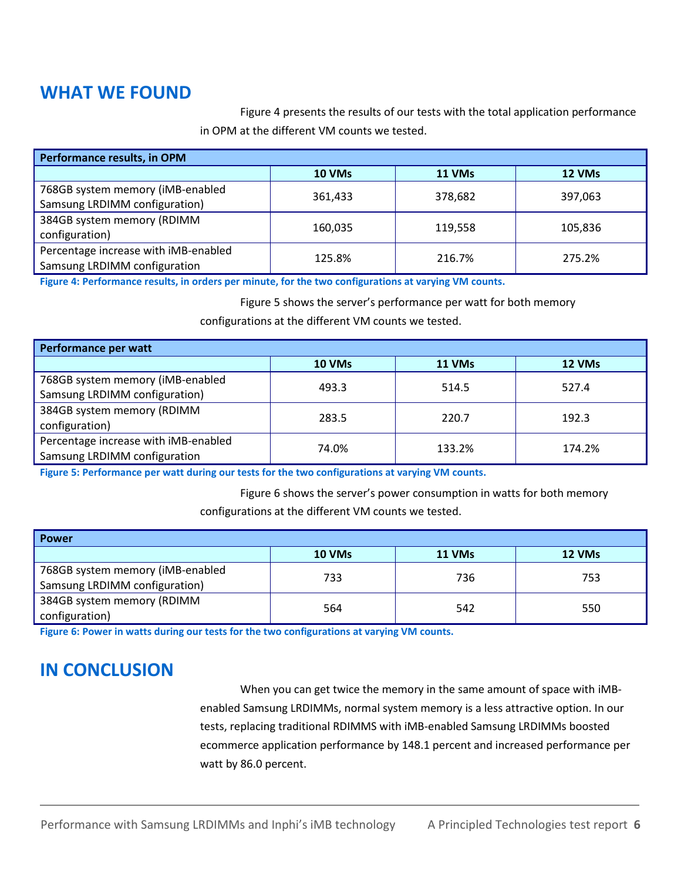## WHAT WE FOUND

Figure 4 presents the results of our tests with the total application performance in OPM at the different VM counts we tested.

| Performance results, in OPM | | | |
|---|---|---|---|
| | 10 VMs | 11 VMs | 12 VMs |
| 768GB system memory (iMB-enabled Samsung LRDIMM configuration) | 361,433 | 378,682 | 397,063 |
| 384GB system memory (RDIMM configuration) | 160,035 | 119,558 | 105,836 |
| Percentage increase with iMB-enabled Samsung LRDIMM configuration | 125.8% | 216.7% | 275.2% |

**Figure 4: Performance results, in orders per minute, for the two configurations at varying VM counts.**

Figure 5 shows the server's performance per watt for both memory configurations at the different VM counts we tested.

| Performance per watt | | | |
|---|---|---|---|
| | 10 VMs | 11 VMs | 12 VMs |
| 768GB system memory (iMB-enabled Samsung LRDIMM configuration) | 493.3 | 514.5 | 527.4 |
| 384GB system memory (RDIMM configuration) | 283.5 | 220.7 | 192.3 |
| Percentage increase with iMB-enabled Samsung LRDIMM configuration | 74.0% | 133.2% | 174.2% |

**Figure 5: Performance per watt during our tests for the two configurations at varying VM counts.**

Figure 6 shows the server's power consumption in watts for both memory configurations at the different VM counts we tested.

| Power | | | |
|---|---|---|---|
| | 10 VMs | 11 VMs | 12 VMs |
| 768GB system memory (iMB-enabled Samsung LRDIMM configuration) | 733 | 736 | 753 |
| 384GB system memory (RDIMM configuration) | 564 | 542 | 550 |

**Figure 6: Power in watts during our tests for the two configurations at varying VM counts.**

## IN CONCLUSION

When you can get twice the memory in the same amount of space with iMB-enabled Samsung LRDIMMs, normal system memory is a less attractive option. In our tests, replacing traditional RDIMMS with iMB-enabled Samsung LRDIMMs boosted ecommerce application performance by 148.1 percent and increased performance per watt by 86.0 percent.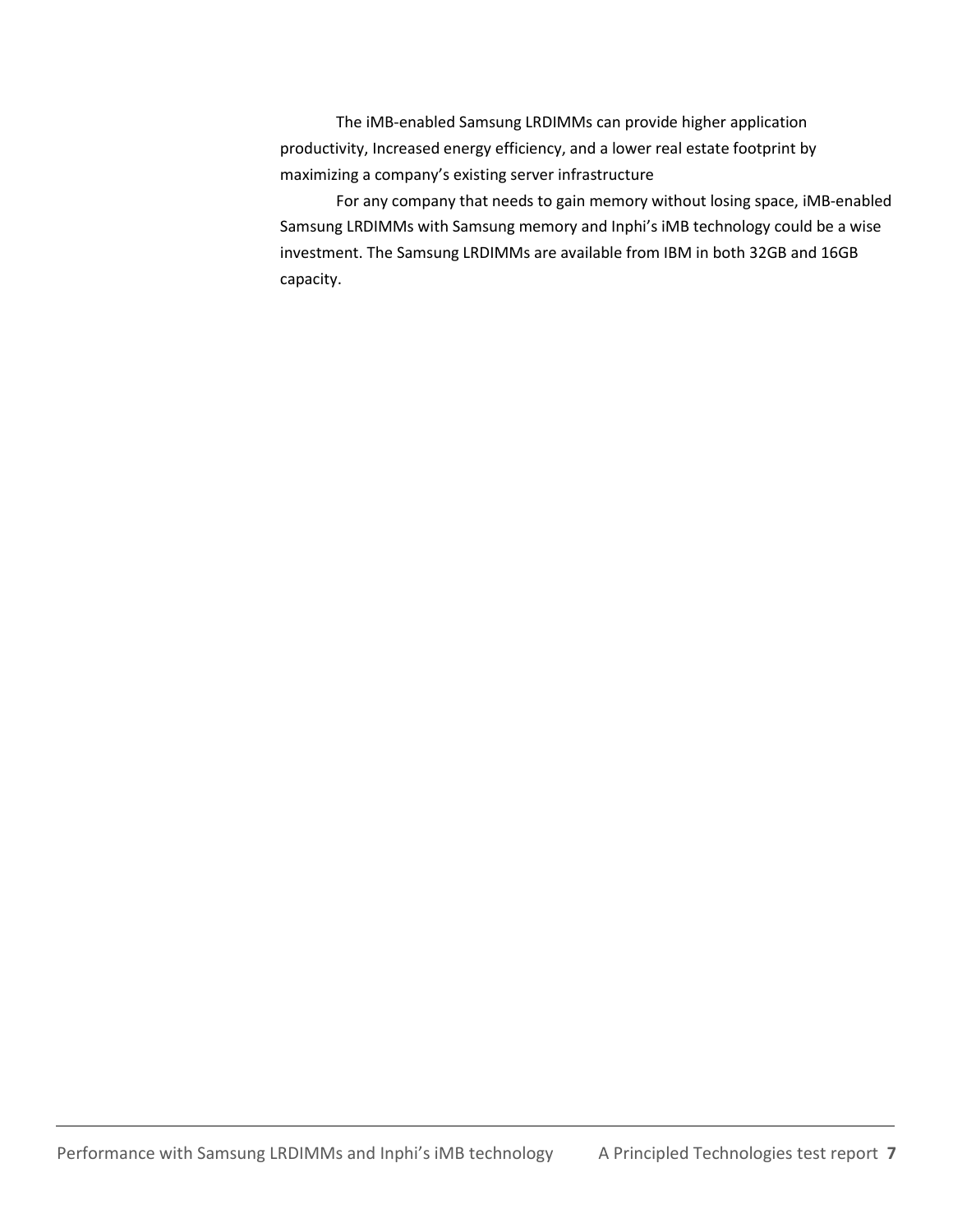The iMB-enabled Samsung LRDIMMs can provide higher application productivity, Increased energy efficiency, and a lower real estate footprint by maximizing a company's existing server infrastructure

For any company that needs to gain memory without losing space, iMB-enabled Samsung LRDIMMs with Samsung memory and Inphi's iMB technology could be a wise investment. The Samsung LRDIMMs are available from IBM in both 32GB and 16GB capacity.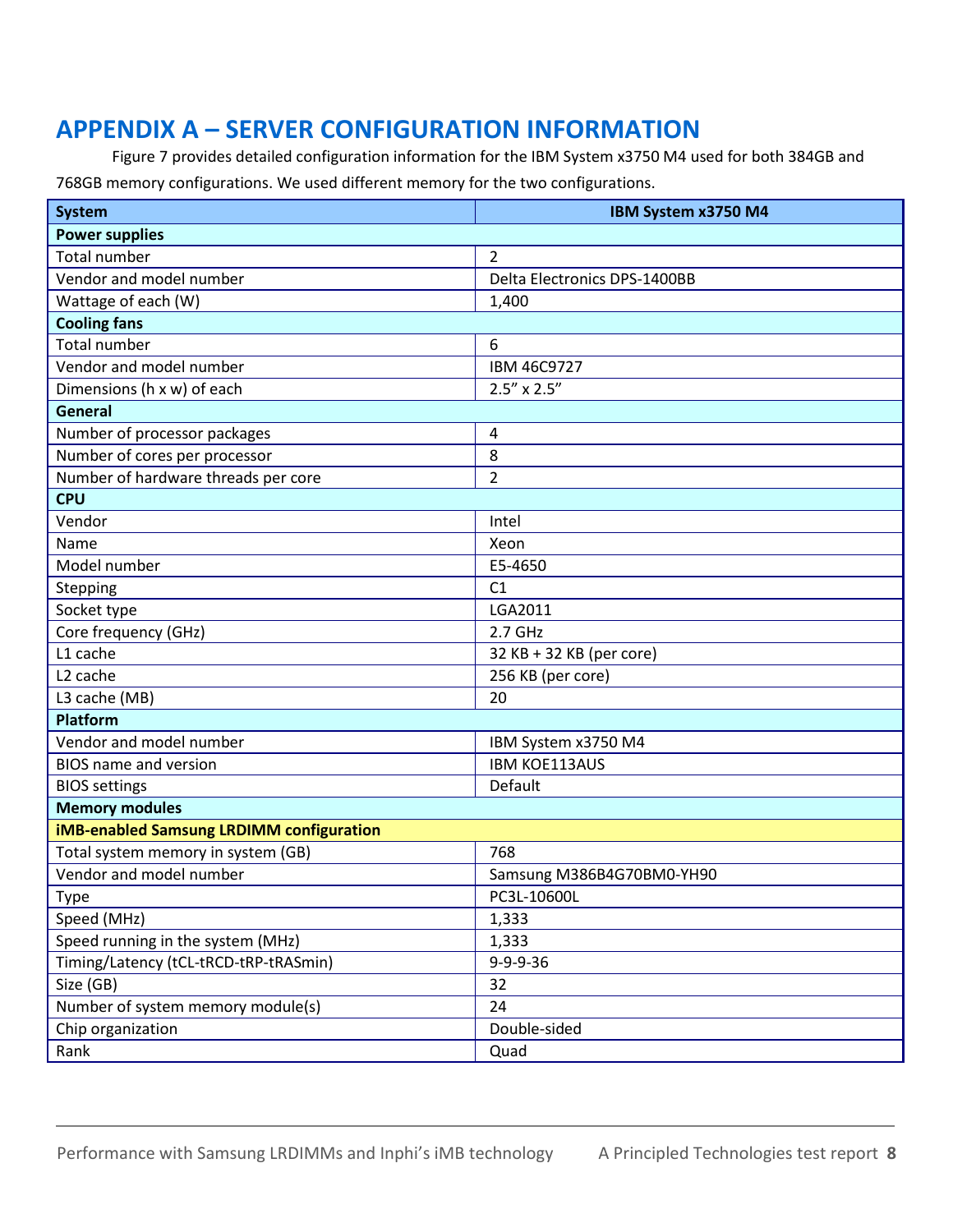# APPENDIX A – SERVER CONFIGURATION INFORMATION

Figure 7 provides detailed configuration information for the IBM System x3750 M4 used for both 384GB and 768GB memory configurations. We used different memory for the two configurations.

| System | IBM System x3750 M4 |
|---|---|
| **Power supplies** | |
| Total number | 2 |
| Vendor and model number | Delta Electronics DPS-1400BB |
| Wattage of each (W) | 1,400 |
| **Cooling fans** | |
| Total number | 6 |
| Vendor and model number | IBM 46C9727 |
| Dimensions (h x w) of each | 2.5” x 2.5” |
| **General** | |
| Number of processor packages | 4 |
| Number of cores per processor | 8 |
| Number of hardware threads per core | 2 |
| **CPU** | |
| Vendor | Intel |
| Name | Xeon |
| Model number | E5-4650 |
| Stepping | C1 |
| Socket type | LGA2011 |
| Core frequency (GHz) | 2.7 GHz |
| L1 cache | 32 KB + 32 KB (per core) |
| L2 cache | 256 KB (per core) |
| L3 cache (MB) | 20 |
| **Platform** | |
| Vendor and model number | IBM System x3750 M4 |
| BIOS name and version | IBM KOE113AUS |
| BIOS settings | Default |
| **Memory modules** | |
| **iMB-enabled Samsung LRDIMM configuration** | |
| Total system memory in system (GB) | 768 |
| Vendor and model number | Samsung M386B4G70BM0-YH90 |
| Type | PC3L-10600L |
| Speed (MHz) | 1,333 |
| Speed running in the system (MHz) | 1,333 |
| Timing/Latency (tCL-tRCD-tRP-tRASmin) | 9-9-9-36 |
| Size (GB) | 32 |
| Number of system memory module(s) | 24 |
| Chip organization | Double-sided |
| Rank | Quad |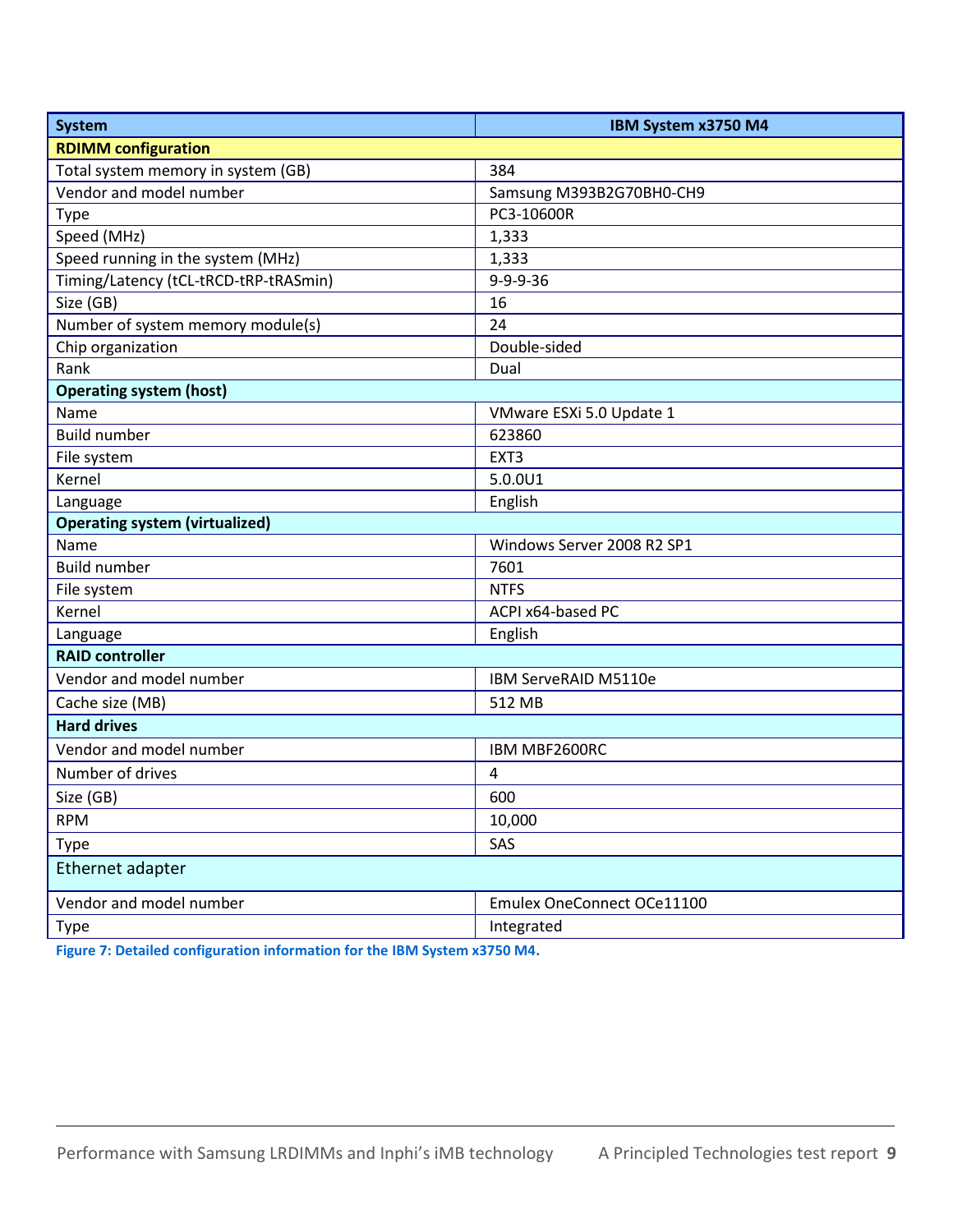| System | IBM System x3750 M4 |
| --- | --- |
| **RDIMM configuration** | |
| Total system memory in system (GB) | 384 |
| Vendor and model number | Samsung M393B2G70BH0-CH9 |
| Type | PC3-10600R |
| Speed (MHz) | 1,333 |
| Speed running in the system (MHz) | 1,333 |
| Timing/Latency (tCL-tRCD-tRP-tRASmin) | 9-9-9-36 |
| Size (GB) | 16 |
| Number of system memory module(s) | 24 |
| Chip organization | Double-sided |
| Rank | Dual |
| **Operating system (host)** | |
| Name | VMware ESXi 5.0 Update 1 |
| Build number | 623860 |
| File system | EXT3 |
| Kernel | 5.0.0U1 |
| Language | English |
| **Operating system (virtualized)** | |
| Name | Windows Server 2008 R2 SP1 |
| Build number | 7601 |
| File system | NTFS |
| Kernel | ACPI x64-based PC |
| Language | English |
| **RAID controller** | |
| Vendor and model number | IBM ServeRAID M5110e |
| Cache size (MB) | 512 MB |
| **Hard drives** | |
| Vendor and model number | IBM MBF2600RC |
| Number of drives | 4 |
| Size (GB) | 600 |
| RPM | 10,000 |
| Type | SAS |
| Ethernet adapter | |
| Vendor and model number | Emulex OneConnect OCe11100 |
| Type | Integrated |

**Figure 7: Detailed configuration information for the IBM System x3750 M4.**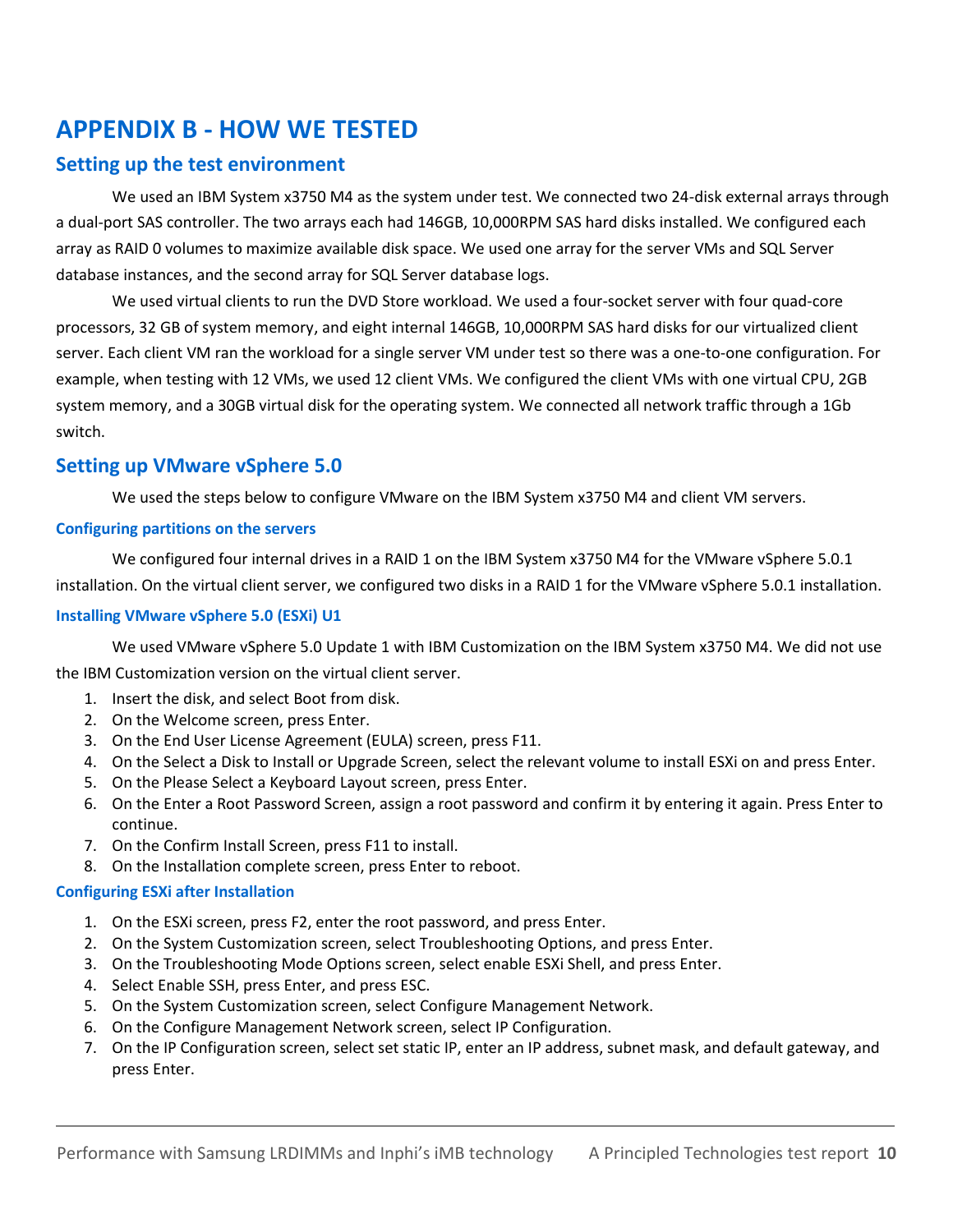# APPENDIX B - HOW WE TESTED

## Setting up the test environment

We used an IBM System x3750 M4 as the system under test. We connected two 24-disk external arrays through a dual-port SAS controller. The two arrays each had 146GB, 10,000RPM SAS hard disks installed. We configured each array as RAID 0 volumes to maximize available disk space. We used one array for the server VMs and SQL Server database instances, and the second array for SQL Server database logs.

We used virtual clients to run the DVD Store workload. We used a four-socket server with four quad-core processors, 32 GB of system memory, and eight internal 146GB, 10,000RPM SAS hard disks for our virtualized client server. Each client VM ran the workload for a single server VM under test so there was a one-to-one configuration. For example, when testing with 12 VMs, we used 12 client VMs. We configured the client VMs with one virtual CPU, 2GB system memory, and a 30GB virtual disk for the operating system. We connected all network traffic through a 1Gb switch.

## Setting up VMware vSphere 5.0

We used the steps below to configure VMware on the IBM System x3750 M4 and client VM servers.

### Configuring partitions on the servers

We configured four internal drives in a RAID 1 on the IBM System x3750 M4 for the VMware vSphere 5.0.1 installation. On the virtual client server, we configured two disks in a RAID 1 for the VMware vSphere 5.0.1 installation.

### Installing VMware vSphere 5.0 (ESXi) U1

We used VMware vSphere 5.0 Update 1 with IBM Customization on the IBM System x3750 M4. We did not use the IBM Customization version on the virtual client server.

1. Insert the disk, and select Boot from disk.
2. On the Welcome screen, press Enter.
3. On the End User License Agreement (EULA) screen, press F11.
4. On the Select a Disk to Install or Upgrade Screen, select the relevant volume to install ESXi on and press Enter.
5. On the Please Select a Keyboard Layout screen, press Enter.
6. On the Enter a Root Password Screen, assign a root password and confirm it by entering it again. Press Enter to continue.
7. On the Confirm Install Screen, press F11 to install.
8. On the Installation complete screen, press Enter to reboot.

### Configuring ESXi after Installation

1. On the ESXi screen, press F2, enter the root password, and press Enter.
2. On the System Customization screen, select Troubleshooting Options, and press Enter.
3. On the Troubleshooting Mode Options screen, select enable ESXi Shell, and press Enter.
4. Select Enable SSH, press Enter, and press ESC.
5. On the System Customization screen, select Configure Management Network.
6. On the Configure Management Network screen, select IP Configuration.
7. On the IP Configuration screen, select set static IP, enter an IP address, subnet mask, and default gateway, and press Enter.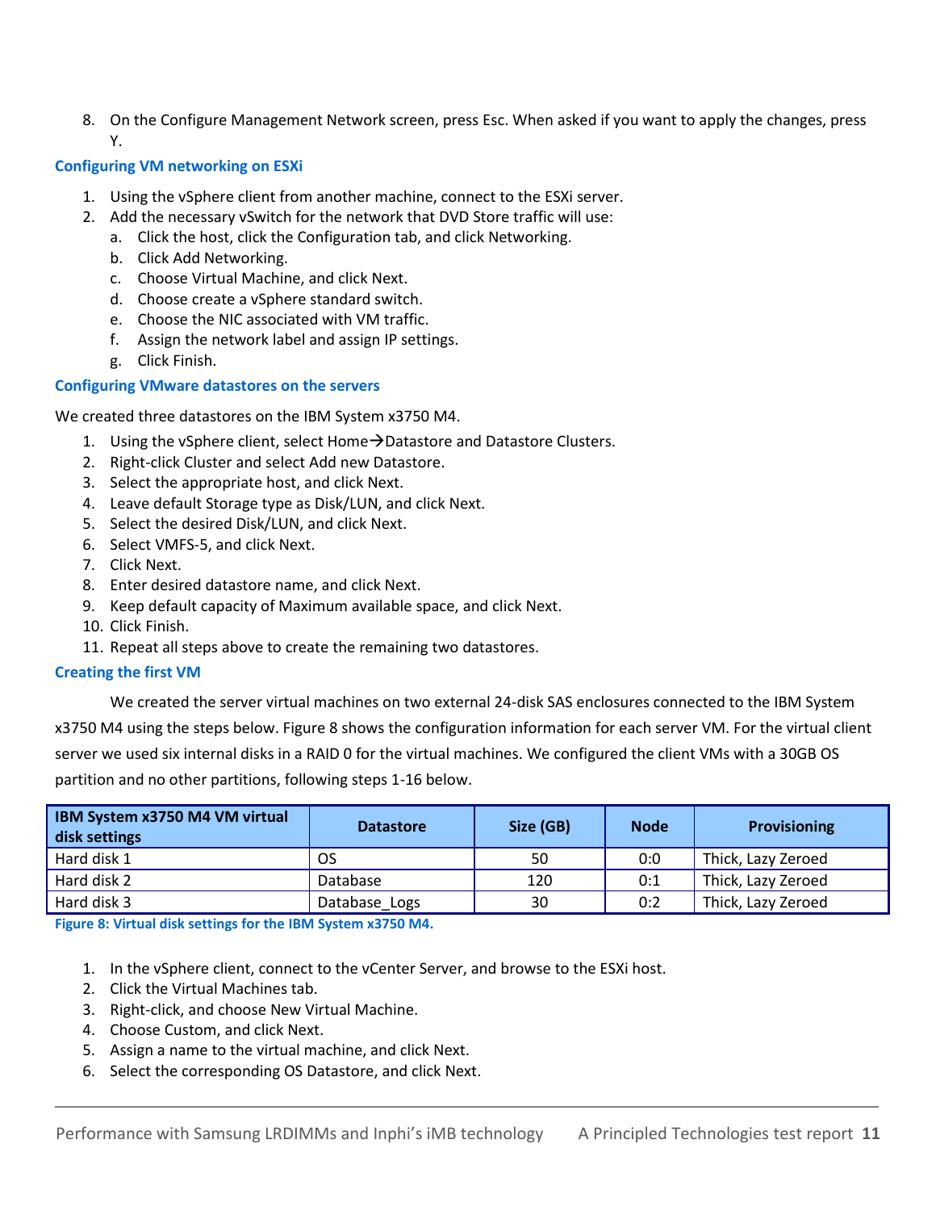8. On the Configure Management Network screen, press Esc. When asked if you want to apply the changes, press Y.

### Configuring VM networking on ESXi

1. Using the vSphere client from another machine, connect to the ESXi server.
2. Add the necessary vSwitch for the network that DVD Store traffic will use:
   a. Click the host, click the Configuration tab, and click Networking.
   b. Click Add Networking.
   c. Choose Virtual Machine, and click Next.
   d. Choose create a vSphere standard switch.
   e. Choose the NIC associated with VM traffic.
   f. Assign the network label and assign IP settings.
   g. Click Finish.

### Configuring VMware datastores on the servers

We created three datastores on the IBM System x3750 M4.

1. Using the vSphere client, select Home→Datastore and Datastore Clusters.
2. Right-click Cluster and select Add new Datastore.
3. Select the appropriate host, and click Next.
4. Leave default Storage type as Disk/LUN, and click Next.
5. Select the desired Disk/LUN, and click Next.
6. Select VMFS-5, and click Next.
7. Click Next.
8. Enter desired datastore name, and click Next.
9. Keep default capacity of Maximum available space, and click Next.
10. Click Finish.
11. Repeat all steps above to create the remaining two datastores.

### Creating the first VM

We created the server virtual machines on two external 24-disk SAS enclosures connected to the IBM System x3750 M4 using the steps below. Figure 8 shows the configuration information for each server VM. For the virtual client server we used six internal disks in a RAID 0 for the virtual machines. We configured the client VMs with a 30GB OS partition and no other partitions, following steps 1-16 below.

| IBM System x3750 M4 VM virtual disk settings | Datastore | Size (GB) | Node | Provisioning |
|---|---|---|---|---|
| Hard disk 1 | OS | 50 | 0:0 | Thick, Lazy Zeroed |
| Hard disk 2 | Database | 120 | 0:1 | Thick, Lazy Zeroed |
| Hard disk 3 | Database_Logs | 30 | 0:2 | Thick, Lazy Zeroed |

Figure 8: Virtual disk settings for the IBM System x3750 M4.

1. In the vSphere client, connect to the vCenter Server, and browse to the ESXi host.
2. Click the Virtual Machines tab.
3. Right-click, and choose New Virtual Machine.
4. Choose Custom, and click Next.
5. Assign a name to the virtual machine, and click Next.
6. Select the corresponding OS Datastore, and click Next.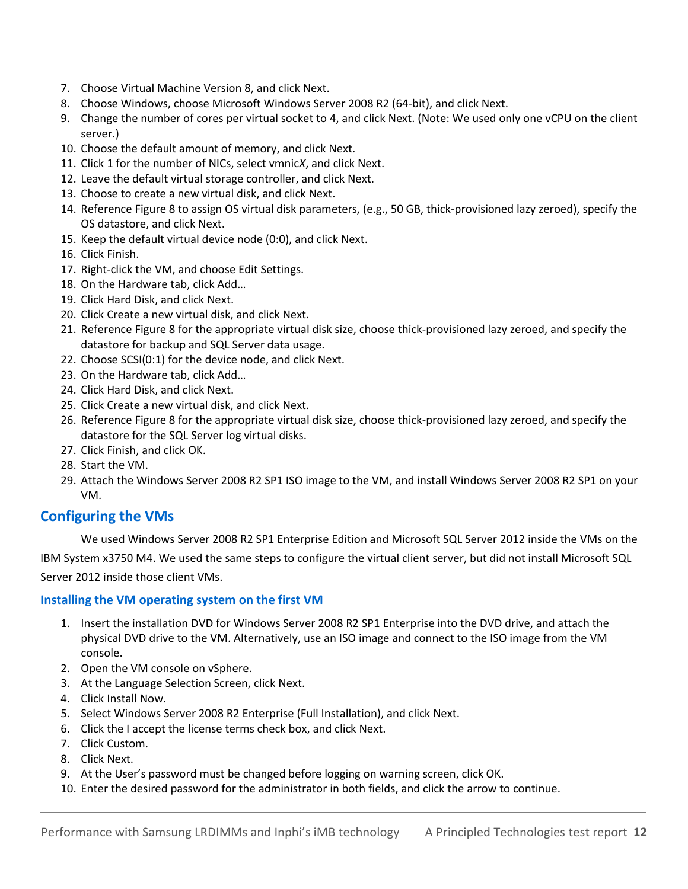7. Choose Virtual Machine Version 8, and click Next.
8. Choose Windows, choose Microsoft Windows Server 2008 R2 (64-bit), and click Next.
9. Change the number of cores per virtual socket to 4, and click Next. (Note: We used only one vCPU on the client server.)
10. Choose the default amount of memory, and click Next.
11. Click 1 for the number of NICs, select vmnic*X*, and click Next.
12. Leave the default virtual storage controller, and click Next.
13. Choose to create a new virtual disk, and click Next.
14. Reference Figure 8 to assign OS virtual disk parameters, (e.g., 50 GB, thick-provisioned lazy zeroed), specify the OS datastore, and click Next.
15. Keep the default virtual device node (0:0), and click Next.
16. Click Finish.
17. Right-click the VM, and choose Edit Settings.
18. On the Hardware tab, click Add…
19. Click Hard Disk, and click Next.
20. Click Create a new virtual disk, and click Next.
21. Reference Figure 8 for the appropriate virtual disk size, choose thick-provisioned lazy zeroed, and specify the datastore for backup and SQL Server data usage.
22. Choose SCSI(0:1) for the device node, and click Next.
23. On the Hardware tab, click Add…
24. Click Hard Disk, and click Next.
25. Click Create a new virtual disk, and click Next.
26. Reference Figure 8 for the appropriate virtual disk size, choose thick-provisioned lazy zeroed, and specify the datastore for the SQL Server log virtual disks.
27. Click Finish, and click OK.
28. Start the VM.
29. Attach the Windows Server 2008 R2 SP1 ISO image to the VM, and install Windows Server 2008 R2 SP1 on your VM.

## Configuring the VMs

We used Windows Server 2008 R2 SP1 Enterprise Edition and Microsoft SQL Server 2012 inside the VMs on the IBM System x3750 M4. We used the same steps to configure the virtual client server, but did not install Microsoft SQL Server 2012 inside those client VMs.

### Installing the VM operating system on the first VM

1. Insert the installation DVD for Windows Server 2008 R2 SP1 Enterprise into the DVD drive, and attach the physical DVD drive to the VM. Alternatively, use an ISO image and connect to the ISO image from the VM console.
2. Open the VM console on vSphere.
3. At the Language Selection Screen, click Next.
4. Click Install Now.
5. Select Windows Server 2008 R2 Enterprise (Full Installation), and click Next.
6. Click the I accept the license terms check box, and click Next.
7. Click Custom.
8. Click Next.
9. At the User's password must be changed before logging on warning screen, click OK.
10. Enter the desired password for the administrator in both fields, and click the arrow to continue.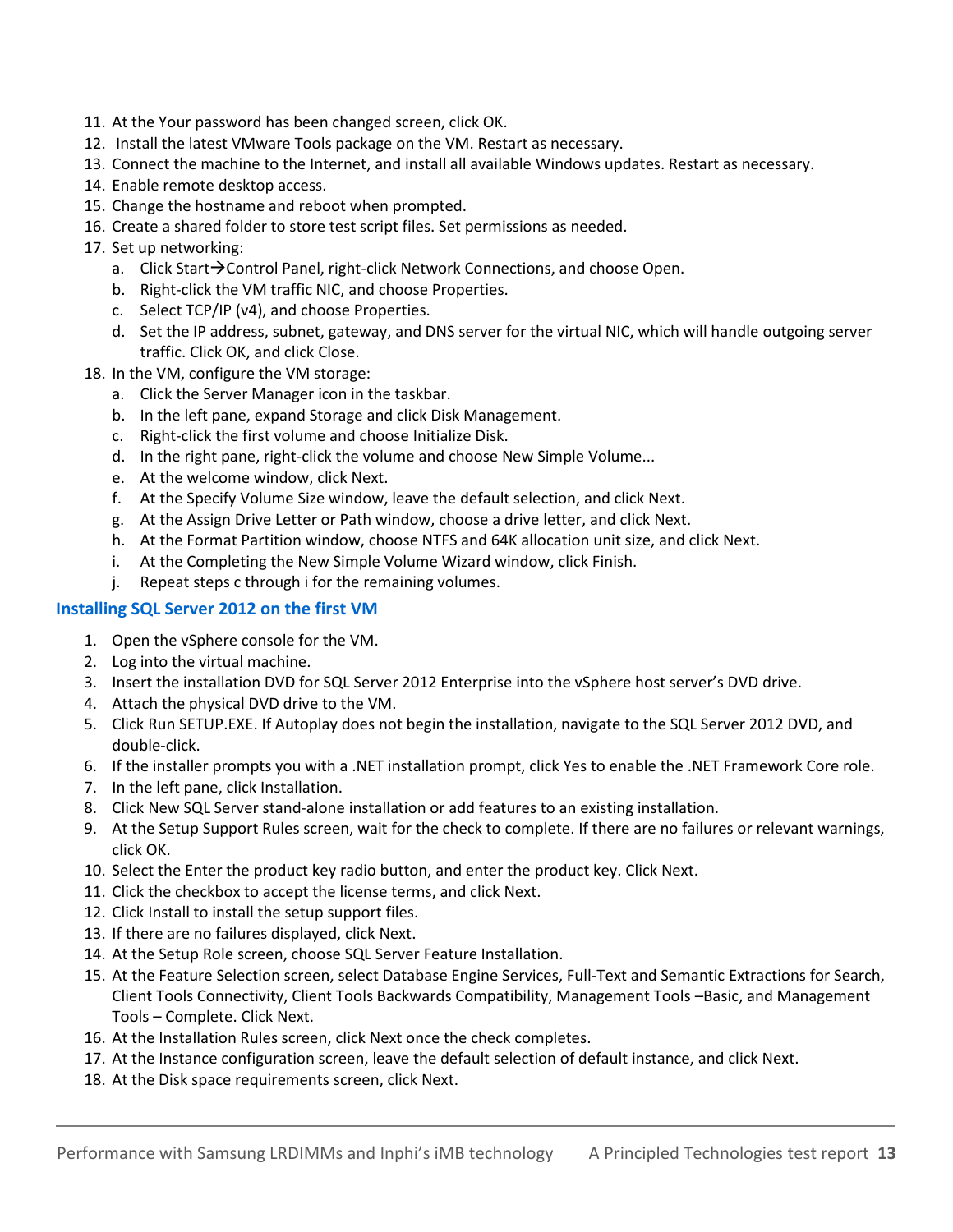11. At the Your password has been changed screen, click OK.
12. Install the latest VMware Tools package on the VM. Restart as necessary.
13. Connect the machine to the Internet, and install all available Windows updates. Restart as necessary.
14. Enable remote desktop access.
15. Change the hostname and reboot when prompted.
16. Create a shared folder to store test script files. Set permissions as needed.
17. Set up networking:
    a. Click Start→Control Panel, right-click Network Connections, and choose Open.
    b. Right-click the VM traffic NIC, and choose Properties.
    c. Select TCP/IP (v4), and choose Properties.
    d. Set the IP address, subnet, gateway, and DNS server for the virtual NIC, which will handle outgoing server traffic. Click OK, and click Close.
18. In the VM, configure the VM storage:
    a. Click the Server Manager icon in the taskbar.
    b. In the left pane, expand Storage and click Disk Management.
    c. Right-click the first volume and choose Initialize Disk.
    d. In the right pane, right-click the volume and choose New Simple Volume...
    e. At the welcome window, click Next.
    f. At the Specify Volume Size window, leave the default selection, and click Next.
    g. At the Assign Drive Letter or Path window, choose a drive letter, and click Next.
    h. At the Format Partition window, choose NTFS and 64K allocation unit size, and click Next.
    i. At the Completing the New Simple Volume Wizard window, click Finish.
    j. Repeat steps c through i for the remaining volumes.

### Installing SQL Server 2012 on the first VM

1. Open the vSphere console for the VM.
2. Log into the virtual machine.
3. Insert the installation DVD for SQL Server 2012 Enterprise into the vSphere host server's DVD drive.
4. Attach the physical DVD drive to the VM.
5. Click Run SETUP.EXE. If Autoplay does not begin the installation, navigate to the SQL Server 2012 DVD, and double-click.
6. If the installer prompts you with a .NET installation prompt, click Yes to enable the .NET Framework Core role.
7. In the left pane, click Installation.
8. Click New SQL Server stand-alone installation or add features to an existing installation.
9. At the Setup Support Rules screen, wait for the check to complete. If there are no failures or relevant warnings, click OK.
10. Select the Enter the product key radio button, and enter the product key. Click Next.
11. Click the checkbox to accept the license terms, and click Next.
12. Click Install to install the setup support files.
13. If there are no failures displayed, click Next.
14. At the Setup Role screen, choose SQL Server Feature Installation.
15. At the Feature Selection screen, select Database Engine Services, Full-Text and Semantic Extractions for Search, Client Tools Connectivity, Client Tools Backwards Compatibility, Management Tools –Basic, and Management Tools – Complete. Click Next.
16. At the Installation Rules screen, click Next once the check completes.
17. At the Instance configuration screen, leave the default selection of default instance, and click Next.
18. At the Disk space requirements screen, click Next.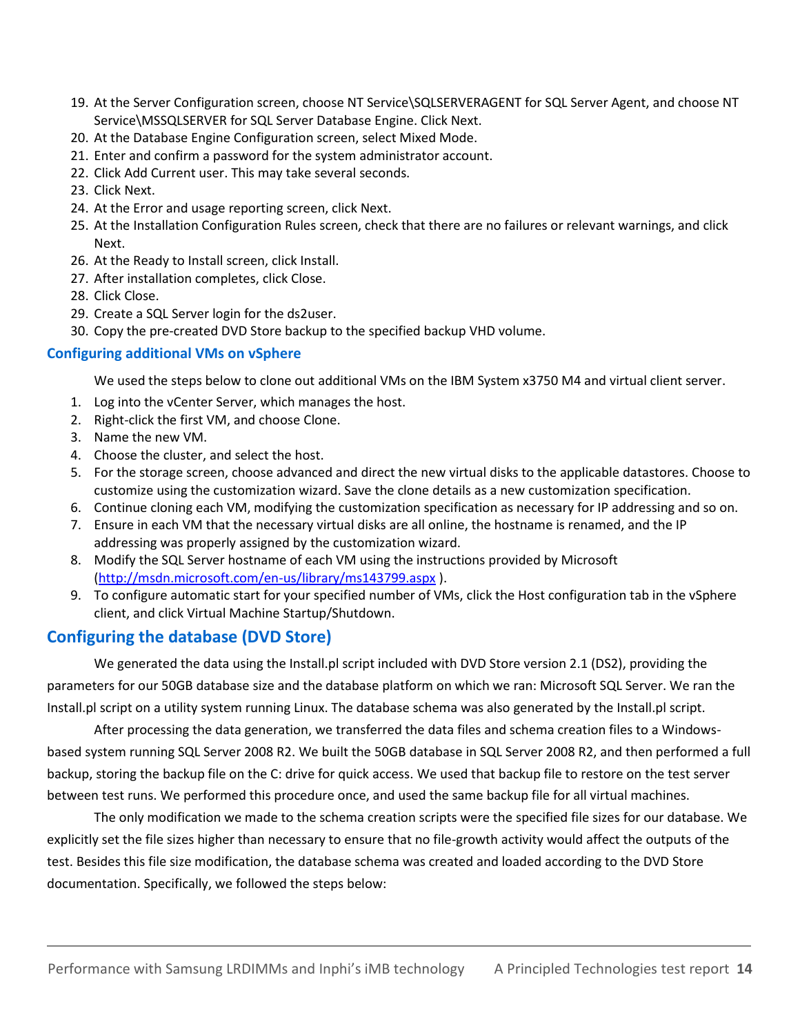19. At the Server Configuration screen, choose NT Service\SQLSERVERAGENT for SQL Server Agent, and choose NT Service\MSSQLSERVER for SQL Server Database Engine. Click Next.
20. At the Database Engine Configuration screen, select Mixed Mode.
21. Enter and confirm a password for the system administrator account.
22. Click Add Current user. This may take several seconds.
23. Click Next.
24. At the Error and usage reporting screen, click Next.
25. At the Installation Configuration Rules screen, check that there are no failures or relevant warnings, and click Next.
26. At the Ready to Install screen, click Install.
27. After installation completes, click Close.
28. Click Close.
29. Create a SQL Server login for the ds2user.
30. Copy the pre-created DVD Store backup to the specified backup VHD volume.

### Configuring additional VMs on vSphere

We used the steps below to clone out additional VMs on the IBM System x3750 M4 and virtual client server.

1. Log into the vCenter Server, which manages the host.
2. Right-click the first VM, and choose Clone.
3. Name the new VM.
4. Choose the cluster, and select the host.
5. For the storage screen, choose advanced and direct the new virtual disks to the applicable datastores. Choose to customize using the customization wizard. Save the clone details as a new customization specification.
6. Continue cloning each VM, modifying the customization specification as necessary for IP addressing and so on.
7. Ensure in each VM that the necessary virtual disks are all online, the hostname is renamed, and the IP addressing was properly assigned by the customization wizard.
8. Modify the SQL Server hostname of each VM using the instructions provided by Microsoft (http://msdn.microsoft.com/en-us/library/ms143799.aspx ).
9. To configure automatic start for your specified number of VMs, click the Host configuration tab in the vSphere client, and click Virtual Machine Startup/Shutdown.

## Configuring the database (DVD Store)

We generated the data using the Install.pl script included with DVD Store version 2.1 (DS2), providing the parameters for our 50GB database size and the database platform on which we ran: Microsoft SQL Server. We ran the Install.pl script on a utility system running Linux. The database schema was also generated by the Install.pl script.

After processing the data generation, we transferred the data files and schema creation files to a Windows-based system running SQL Server 2008 R2. We built the 50GB database in SQL Server 2008 R2, and then performed a full backup, storing the backup file on the C: drive for quick access. We used that backup file to restore on the test server between test runs. We performed this procedure once, and used the same backup file for all virtual machines.

The only modification we made to the schema creation scripts were the specified file sizes for our database. We explicitly set the file sizes higher than necessary to ensure that no file-growth activity would affect the outputs of the test. Besides this file size modification, the database schema was created and loaded according to the DVD Store documentation. Specifically, we followed the steps below: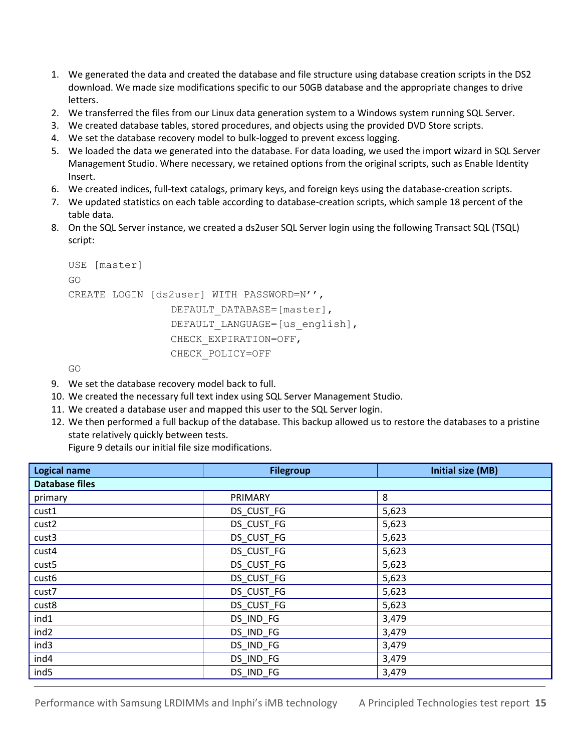1. We generated the data and created the database and file structure using database creation scripts in the DS2 download. We made size modifications specific to our 50GB database and the appropriate changes to drive letters.
2. We transferred the files from our Linux data generation system to a Windows system running SQL Server.
3. We created database tables, stored procedures, and objects using the provided DVD Store scripts.
4. We set the database recovery model to bulk-logged to prevent excess logging.
5. We loaded the data we generated into the database. For data loading, we used the import wizard in SQL Server Management Studio. Where necessary, we retained options from the original scripts, such as Enable Identity Insert.
6. We created indices, full-text catalogs, primary keys, and foreign keys using the database-creation scripts.
7. We updated statistics on each table according to database-creation scripts, which sample 18 percent of the table data.
8. On the SQL Server instance, we created a ds2user SQL Server login using the following Transact SQL (TSQL) script:

```
USE [master]
GO
CREATE LOGIN [ds2user] WITH PASSWORD=N'',
              DEFAULT_DATABASE=[master],
              DEFAULT_LANGUAGE=[us_english],
              CHECK_EXPIRATION=OFF,
              CHECK_POLICY=OFF
GO
```

9. We set the database recovery model back to full.
10. We created the necessary full text index using SQL Server Management Studio.
11. We created a database user and mapped this user to the SQL Server login.
12. We then performed a full backup of the database. This backup allowed us to restore the databases to a pristine state relatively quickly between tests.
    Figure 9 details our initial file size modifications.

| Logical name | Filegroup | Initial size (MB) |
|---|---|---|
| **Database files** | | |
| primary | PRIMARY | 8 |
| cust1 | DS_CUST_FG | 5,623 |
| cust2 | DS_CUST_FG | 5,623 |
| cust3 | DS_CUST_FG | 5,623 |
| cust4 | DS_CUST_FG | 5,623 |
| cust5 | DS_CUST_FG | 5,623 |
| cust6 | DS_CUST_FG | 5,623 |
| cust7 | DS_CUST_FG | 5,623 |
| cust8 | DS_CUST_FG | 5,623 |
| ind1 | DS_IND_FG | 3,479 |
| ind2 | DS_IND_FG | 3,479 |
| ind3 | DS_IND_FG | 3,479 |
| ind4 | DS_IND_FG | 3,479 |
| ind5 | DS_IND_FG | 3,479 |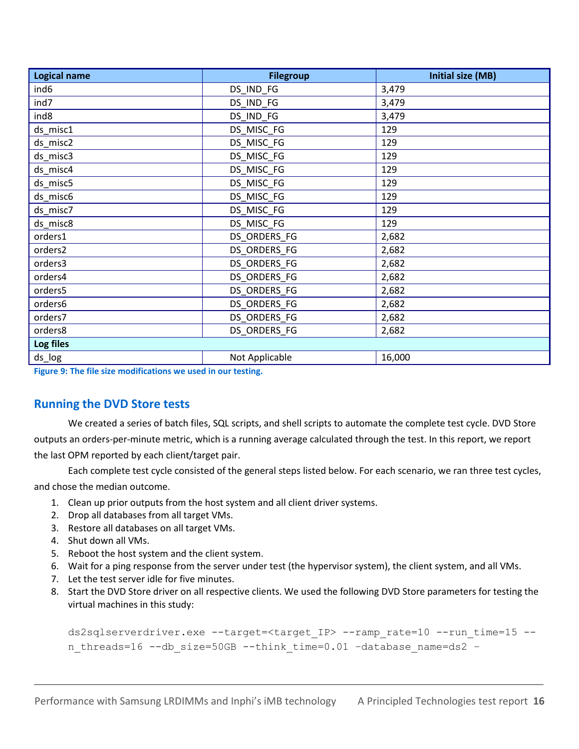| Logical name | Filegroup | Initial size (MB) |
|---|---|---|
| ind6 | DS_IND_FG | 3,479 |
| ind7 | DS_IND_FG | 3,479 |
| ind8 | DS_IND_FG | 3,479 |
| ds_misc1 | DS_MISC_FG | 129 |
| ds_misc2 | DS_MISC_FG | 129 |
| ds_misc3 | DS_MISC_FG | 129 |
| ds_misc4 | DS_MISC_FG | 129 |
| ds_misc5 | DS_MISC_FG | 129 |
| ds_misc6 | DS_MISC_FG | 129 |
| ds_misc7 | DS_MISC_FG | 129 |
| ds_misc8 | DS_MISC_FG | 129 |
| orders1 | DS_ORDERS_FG | 2,682 |
| orders2 | DS_ORDERS_FG | 2,682 |
| orders3 | DS_ORDERS_FG | 2,682 |
| orders4 | DS_ORDERS_FG | 2,682 |
| orders5 | DS_ORDERS_FG | 2,682 |
| orders6 | DS_ORDERS_FG | 2,682 |
| orders7 | DS_ORDERS_FG | 2,682 |
| orders8 | DS_ORDERS_FG | 2,682 |
| **Log files** | | |
| ds_log | Not Applicable | 16,000 |

**Figure 9: The file size modifications we used in our testing.**

## Running the DVD Store tests

We created a series of batch files, SQL scripts, and shell scripts to automate the complete test cycle. DVD Store outputs an orders-per-minute metric, which is a running average calculated through the test. In this report, we report the last OPM reported by each client/target pair.

Each complete test cycle consisted of the general steps listed below. For each scenario, we ran three test cycles, and chose the median outcome.

1. Clean up prior outputs from the host system and all client driver systems.
2. Drop all databases from all target VMs.
3. Restore all databases on all target VMs.
4. Shut down all VMs.
5. Reboot the host system and the client system.
6. Wait for a ping response from the server under test (the hypervisor system), the client system, and all VMs.
7. Let the test server idle for five minutes.
8. Start the DVD Store driver on all respective clients. We used the following DVD Store parameters for testing the virtual machines in this study:

```
ds2sqlserverdriver.exe --target=<target_IP> --ramp_rate=10 --run_time=15 --
n_threads=16 --db_size=50GB --think_time=0.01 –database_name=ds2 –
```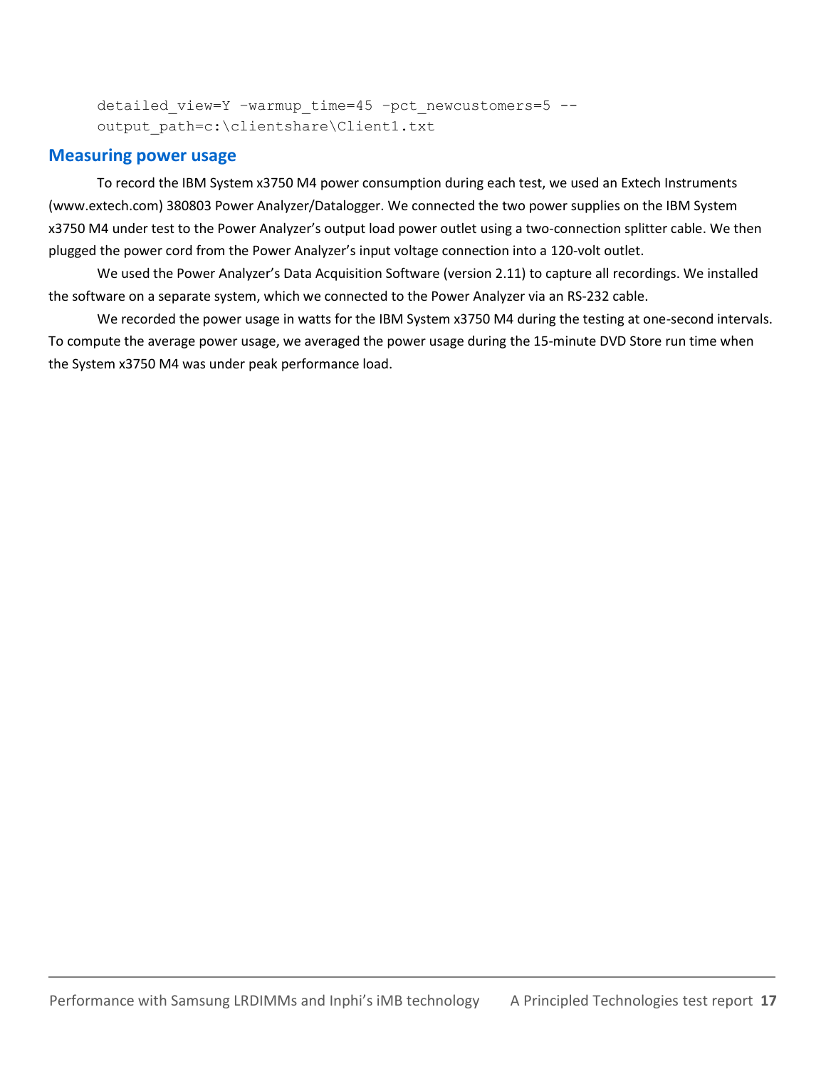```
detailed_view=Y –warmup_time=45 –pct_newcustomers=5 --
output_path=c:\clientshare\Client1.txt
```

## Measuring power usage

To record the IBM System x3750 M4 power consumption during each test, we used an Extech Instruments (www.extech.com) 380803 Power Analyzer/Datalogger. We connected the two power supplies on the IBM System x3750 M4 under test to the Power Analyzer's output load power outlet using a two-connection splitter cable. We then plugged the power cord from the Power Analyzer's input voltage connection into a 120-volt outlet.

We used the Power Analyzer's Data Acquisition Software (version 2.11) to capture all recordings. We installed the software on a separate system, which we connected to the Power Analyzer via an RS-232 cable.

We recorded the power usage in watts for the IBM System x3750 M4 during the testing at one-second intervals. To compute the average power usage, we averaged the power usage during the 15-minute DVD Store run time when the System x3750 M4 was under peak performance load.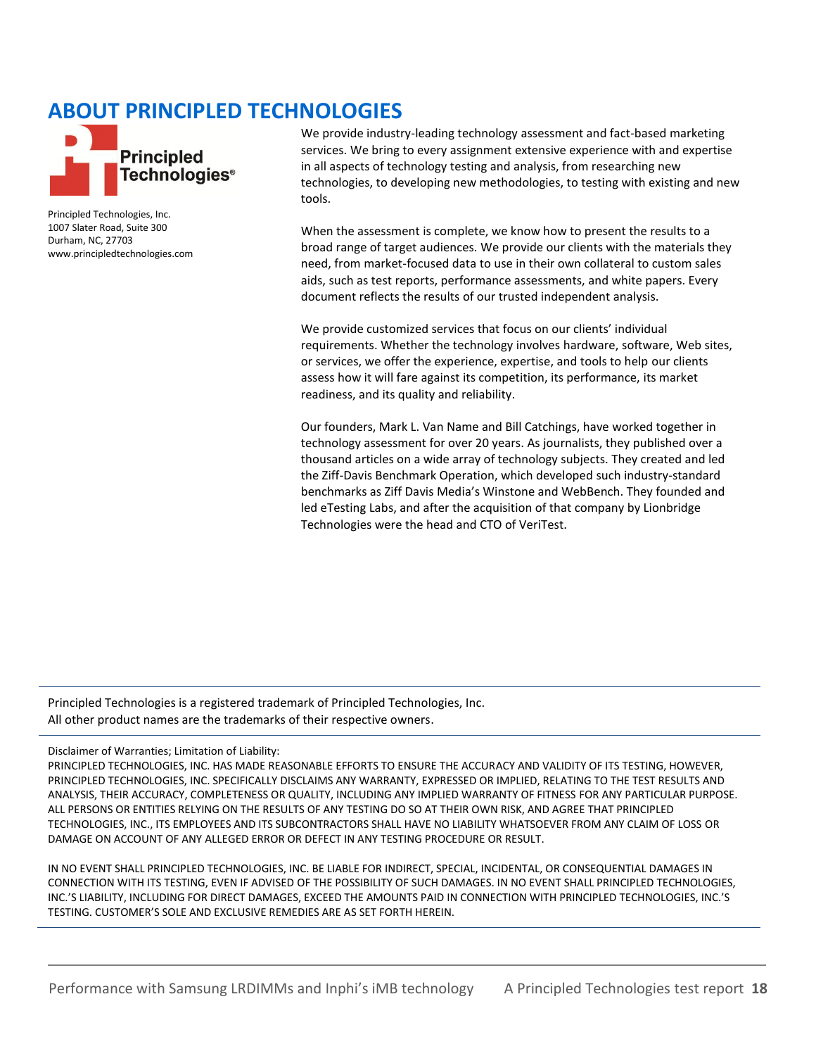# ABOUT PRINCIPLED TECHNOLOGIES

Principled Technologies, Inc.
1007 Slater Road, Suite 300
Durham, NC, 27703
www.principledtechnologies.com

We provide industry-leading technology assessment and fact-based marketing services. We bring to every assignment extensive experience with and expertise in all aspects of technology testing and analysis, from researching new technologies, to developing new methodologies, to testing with existing and new tools.

When the assessment is complete, we know how to present the results to a broad range of target audiences. We provide our clients with the materials they need, from market-focused data to use in their own collateral to custom sales aids, such as test reports, performance assessments, and white papers. Every document reflects the results of our trusted independent analysis.

We provide customized services that focus on our clients' individual requirements. Whether the technology involves hardware, software, Web sites, or services, we offer the experience, expertise, and tools to help our clients assess how it will fare against its competition, its performance, its market readiness, and its quality and reliability.

Our founders, Mark L. Van Name and Bill Catchings, have worked together in technology assessment for over 20 years. As journalists, they published over a thousand articles on a wide array of technology subjects. They created and led the Ziff-Davis Benchmark Operation, which developed such industry-standard benchmarks as Ziff Davis Media's Winstone and WebBench. They founded and led eTesting Labs, and after the acquisition of that company by Lionbridge Technologies were the head and CTO of VeriTest.

Principled Technologies is a registered trademark of Principled Technologies, Inc.
All other product names are the trademarks of their respective owners.

Disclaimer of Warranties; Limitation of Liability:
PRINCIPLED TECHNOLOGIES, INC. HAS MADE REASONABLE EFFORTS TO ENSURE THE ACCURACY AND VALIDITY OF ITS TESTING, HOWEVER, PRINCIPLED TECHNOLOGIES, INC. SPECIFICALLY DISCLAIMS ANY WARRANTY, EXPRESSED OR IMPLIED, RELATING TO THE TEST RESULTS AND ANALYSIS, THEIR ACCURACY, COMPLETENESS OR QUALITY, INCLUDING ANY IMPLIED WARRANTY OF FITNESS FOR ANY PARTICULAR PURPOSE. ALL PERSONS OR ENTITIES RELYING ON THE RESULTS OF ANY TESTING DO SO AT THEIR OWN RISK, AND AGREE THAT PRINCIPLED TECHNOLOGIES, INC., ITS EMPLOYEES AND ITS SUBCONTRACTORS SHALL HAVE NO LIABILITY WHATSOEVER FROM ANY CLAIM OF LOSS OR DAMAGE ON ACCOUNT OF ANY ALLEGED ERROR OR DEFECT IN ANY TESTING PROCEDURE OR RESULT.

IN NO EVENT SHALL PRINCIPLED TECHNOLOGIES, INC. BE LIABLE FOR INDIRECT, SPECIAL, INCIDENTAL, OR CONSEQUENTIAL DAMAGES IN CONNECTION WITH ITS TESTING, EVEN IF ADVISED OF THE POSSIBILITY OF SUCH DAMAGES. IN NO EVENT SHALL PRINCIPLED TECHNOLOGIES, INC.'S LIABILITY, INCLUDING FOR DIRECT DAMAGES, EXCEED THE AMOUNTS PAID IN CONNECTION WITH PRINCIPLED TECHNOLOGIES, INC.'S TESTING. CUSTOMER'S SOLE AND EXCLUSIVE REMEDIES ARE AS SET FORTH HEREIN.